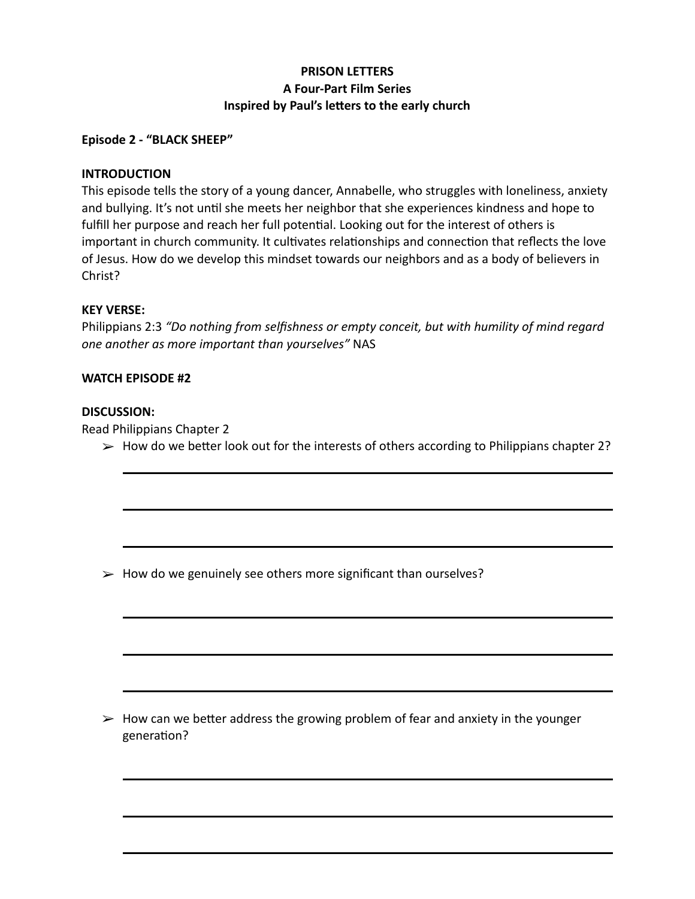**PRISON LETTERS**
**A Four-Part Film Series**
**Inspired by Paul's letters to the early church**

**Episode 2 - "BLACK SHEEP"**

**INTRODUCTION**

This episode tells the story of a young dancer, Annabelle, who struggles with loneliness, anxiety and bullying. It's not until she meets her neighbor that she experiences kindness and hope to fulfill her purpose and reach her full potential. Looking out for the interest of others is important in church community. It cultivates relationships and connection that reflects the love of Jesus. How do we develop this mindset towards our neighbors and as a body of believers in Christ?

**KEY VERSE:**

Philippians 2:3 *"Do nothing from selfishness or empty conceit, but with humility of mind regard one another as more important than yourselves"* NAS

**WATCH EPISODE #2**

**DISCUSSION:**

Read Philippians Chapter 2

- How do we better look out for the interests of others according to Philippians chapter 2?

_______________________________________________

_______________________________________________

_______________________________________________

- How do we genuinely see others more significant than ourselves?

_______________________________________________

_______________________________________________

_______________________________________________

- How can we better address the growing problem of fear and anxiety in the younger generation?

_______________________________________________

_______________________________________________

_______________________________________________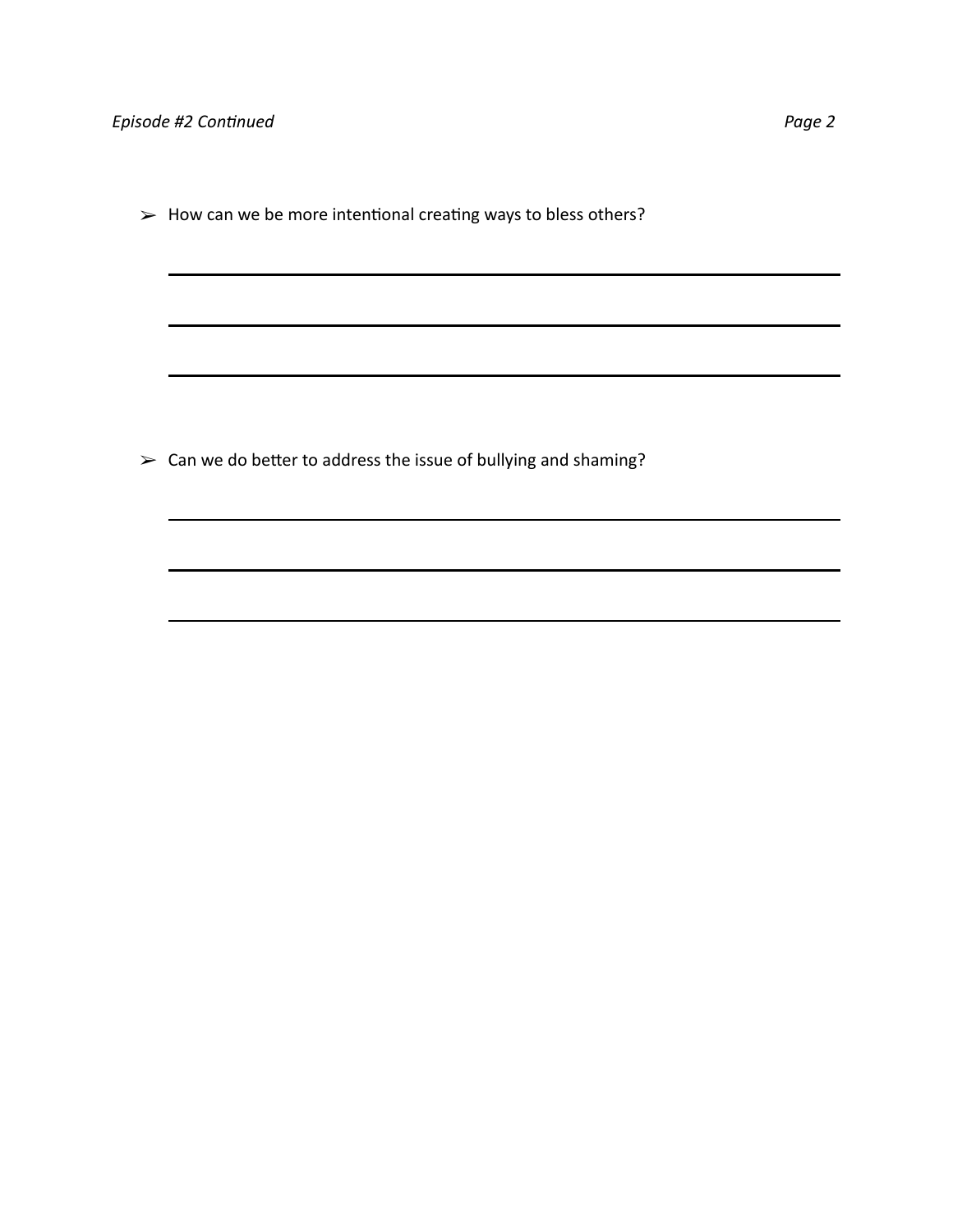- How can we be more intentional creating ways to bless others?

___

___

___

- Can we do better to address the issue of bullying and shaming?

___

___

___